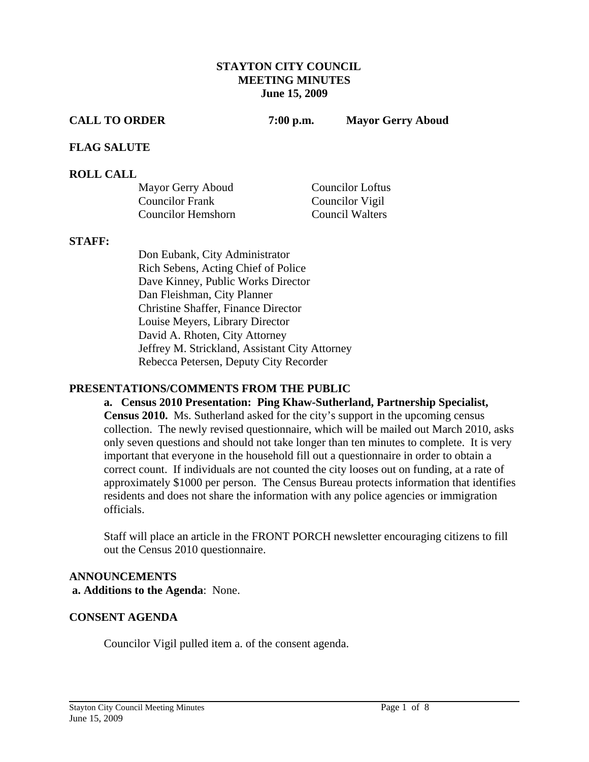# STAYTON CITY COUNCIL
## MEETING MINUTES
### June 15, 2009

**CALL TO ORDER** **7:00 p.m.** **Mayor Gerry Aboud**

**FLAG SALUTE**

**ROLL CALL**

Mayor Gerry Aboud
Councilor Frank
Councilor Hemshorn
Councilor Loftus
Councilor Vigil
Council Walters

**STAFF:**

Don Eubank, City Administrator
Rich Sebens, Acting Chief of Police
Dave Kinney, Public Works Director
Dan Fleishman, City Planner
Christine Shaffer, Finance Director
Louise Meyers, Library Director
David A. Rhoten, City Attorney
Jeffrey M. Strickland, Assistant City Attorney
Rebecca Petersen, Deputy City Recorder

**PRESENTATIONS/COMMENTS FROM THE PUBLIC**

**a. Census 2010 Presentation: Ping Khaw-Sutherland, Partnership Specialist, Census 2010.** Ms. Sutherland asked for the city's support in the upcoming census collection. The newly revised questionnaire, which will be mailed out March 2010, asks only seven questions and should not take longer than ten minutes to complete. It is very important that everyone in the household fill out a questionnaire in order to obtain a correct count. If individuals are not counted the city looses out on funding, at a rate of approximately $1000 per person. The Census Bureau protects information that identifies residents and does not share the information with any police agencies or immigration officials.

Staff will place an article in the FRONT PORCH newsletter encouraging citizens to fill out the Census 2010 questionnaire.

**ANNOUNCEMENTS**

**a. Additions to the Agenda**: None.

**CONSENT AGENDA**

Councilor Vigil pulled item a. of the consent agenda.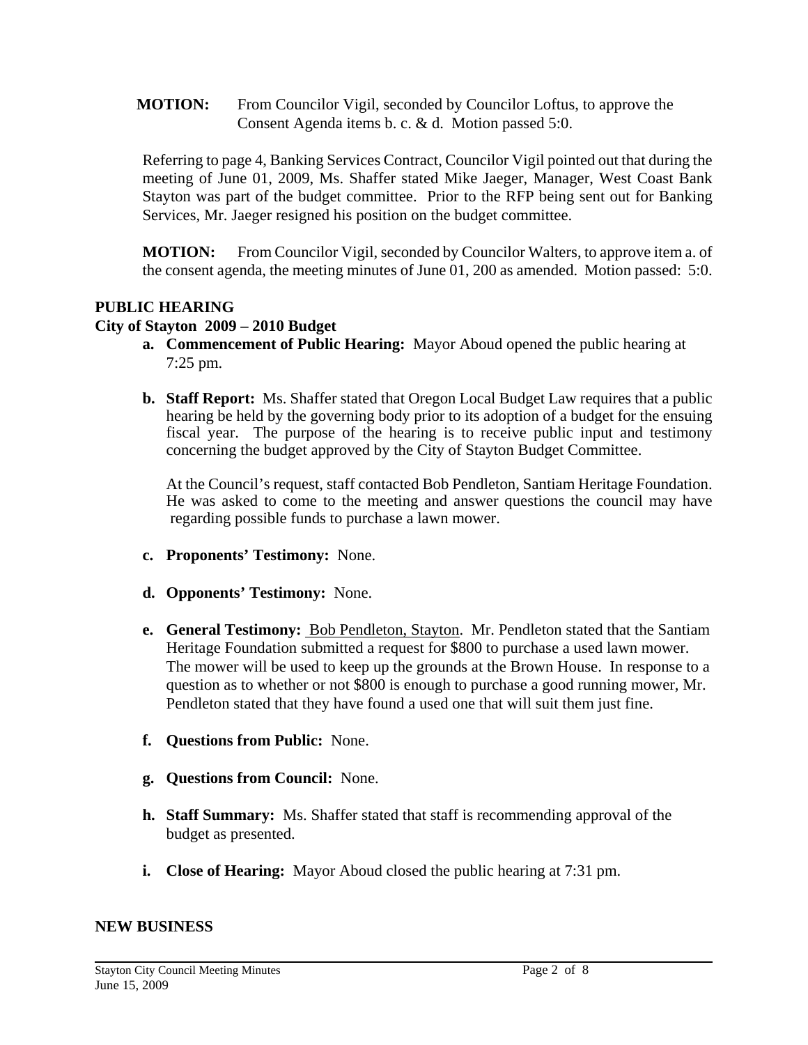**MOTION:** From Councilor Vigil, seconded by Councilor Loftus, to approve the Consent Agenda items b. c. & d. Motion passed 5:0.

Referring to page 4, Banking Services Contract, Councilor Vigil pointed out that during the meeting of June 01, 2009, Ms. Shaffer stated Mike Jaeger, Manager, West Coast Bank Stayton was part of the budget committee. Prior to the RFP being sent out for Banking Services, Mr. Jaeger resigned his position on the budget committee.

**MOTION:** From Councilor Vigil, seconded by Councilor Walters, to approve item a. of the consent agenda, the meeting minutes of June 01, 200 as amended. Motion passed: 5:0.

## PUBLIC HEARING

### City of Stayton 2009 – 2010 Budget

**a. Commencement of Public Hearing:** Mayor Aboud opened the public hearing at 7:25 pm.

**b. Staff Report:** Ms. Shaffer stated that Oregon Local Budget Law requires that a public hearing be held by the governing body prior to its adoption of a budget for the ensuing fiscal year. The purpose of the hearing is to receive public input and testimony concerning the budget approved by the City of Stayton Budget Committee.

At the Council's request, staff contacted Bob Pendleton, Santiam Heritage Foundation. He was asked to come to the meeting and answer questions the council may have regarding possible funds to purchase a lawn mower.

**c. Proponents' Testimony:** None.

**d. Opponents' Testimony:** None.

**e. General Testimony:** Bob Pendleton, Stayton. Mr. Pendleton stated that the Santiam Heritage Foundation submitted a request for $800 to purchase a used lawn mower. The mower will be used to keep up the grounds at the Brown House. In response to a question as to whether or not $800 is enough to purchase a good running mower, Mr. Pendleton stated that they have found a used one that will suit them just fine.

**f. Questions from Public:** None.

**g. Questions from Council:** None.

**h. Staff Summary:** Ms. Shaffer stated that staff is recommending approval of the budget as presented.

**i. Close of Hearing:** Mayor Aboud closed the public hearing at 7:31 pm.

## NEW BUSINESS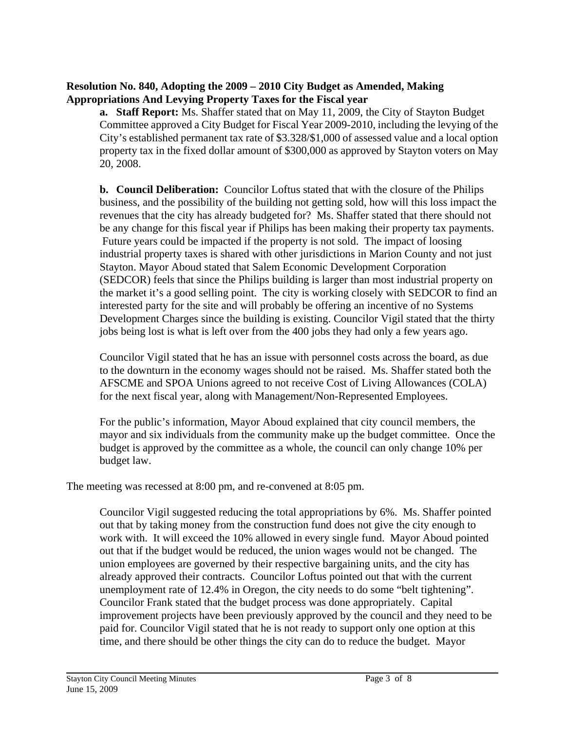**Resolution No. 840, Adopting the 2009 – 2010 City Budget as Amended, Making Appropriations And Levying Property Taxes for the Fiscal year**

**a. Staff Report:** Ms. Shaffer stated that on May 11, 2009, the City of Stayton Budget Committee approved a City Budget for Fiscal Year 2009-2010, including the levying of the City's established permanent tax rate of \$3.328/\$1,000 of assessed value and a local option property tax in the fixed dollar amount of \$300,000 as approved by Stayton voters on May 20, 2008.

**b. Council Deliberation:** Councilor Loftus stated that with the closure of the Philips business, and the possibility of the building not getting sold, how will this loss impact the revenues that the city has already budgeted for? Ms. Shaffer stated that there should not be any change for this fiscal year if Philips has been making their property tax payments. Future years could be impacted if the property is not sold. The impact of loosing industrial property taxes is shared with other jurisdictions in Marion County and not just Stayton. Mayor Aboud stated that Salem Economic Development Corporation (SEDCOR) feels that since the Philips building is larger than most industrial property on the market it's a good selling point. The city is working closely with SEDCOR to find an interested party for the site and will probably be offering an incentive of no Systems Development Charges since the building is existing. Councilor Vigil stated that the thirty jobs being lost is what is left over from the 400 jobs they had only a few years ago.

Councilor Vigil stated that he has an issue with personnel costs across the board, as due to the downturn in the economy wages should not be raised. Ms. Shaffer stated both the AFSCME and SPOA Unions agreed to not receive Cost of Living Allowances (COLA) for the next fiscal year, along with Management/Non-Represented Employees.

For the public's information, Mayor Aboud explained that city council members, the mayor and six individuals from the community make up the budget committee. Once the budget is approved by the committee as a whole, the council can only change 10% per budget law.

The meeting was recessed at 8:00 pm, and re-convened at 8:05 pm.

Councilor Vigil suggested reducing the total appropriations by 6%. Ms. Shaffer pointed out that by taking money from the construction fund does not give the city enough to work with. It will exceed the 10% allowed in every single fund. Mayor Aboud pointed out that if the budget would be reduced, the union wages would not be changed. The union employees are governed by their respective bargaining units, and the city has already approved their contracts. Councilor Loftus pointed out that with the current unemployment rate of 12.4% in Oregon, the city needs to do some "belt tightening". Councilor Frank stated that the budget process was done appropriately. Capital improvement projects have been previously approved by the council and they need to be paid for. Councilor Vigil stated that he is not ready to support only one option at this time, and there should be other things the city can do to reduce the budget. Mayor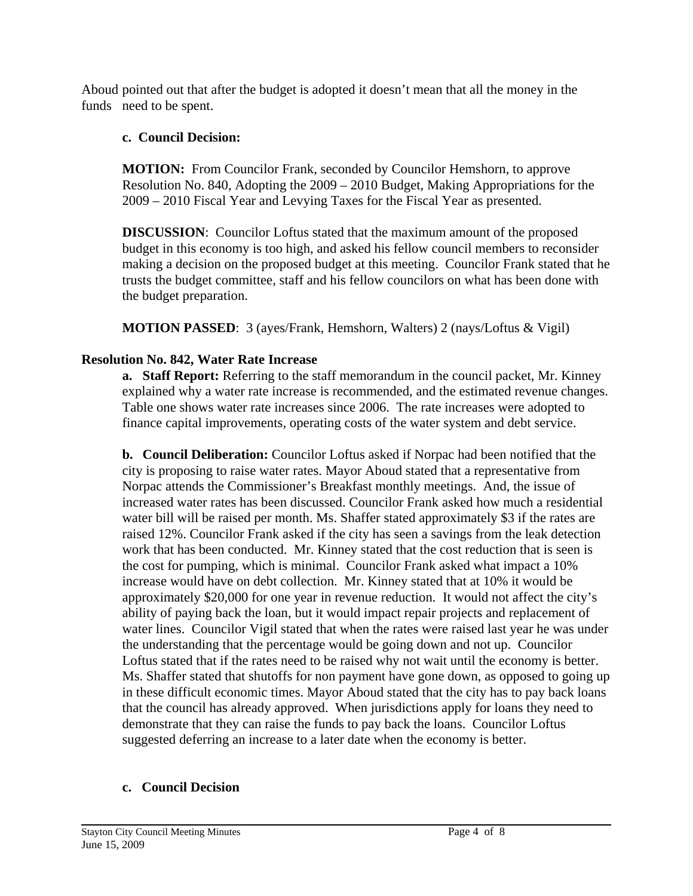Aboud pointed out that after the budget is adopted it doesn't mean that all the money in the funds need to be spent.

**c. Council Decision:**

**MOTION:** From Councilor Frank, seconded by Councilor Hemshorn, to approve Resolution No. 840, Adopting the 2009 – 2010 Budget, Making Appropriations for the 2009 – 2010 Fiscal Year and Levying Taxes for the Fiscal Year as presented.

**DISCUSSION**: Councilor Loftus stated that the maximum amount of the proposed budget in this economy is too high, and asked his fellow council members to reconsider making a decision on the proposed budget at this meeting. Councilor Frank stated that he trusts the budget committee, staff and his fellow councilors on what has been done with the budget preparation.

**MOTION PASSED**: 3 (ayes/Frank, Hemshorn, Walters) 2 (nays/Loftus & Vigil)

**Resolution No. 842, Water Rate Increase**

**a. Staff Report:** Referring to the staff memorandum in the council packet, Mr. Kinney explained why a water rate increase is recommended, and the estimated revenue changes. Table one shows water rate increases since 2006. The rate increases were adopted to finance capital improvements, operating costs of the water system and debt service.

**b. Council Deliberation:** Councilor Loftus asked if Norpac had been notified that the city is proposing to raise water rates. Mayor Aboud stated that a representative from Norpac attends the Commissioner's Breakfast monthly meetings. And, the issue of increased water rates has been discussed. Councilor Frank asked how much a residential water bill will be raised per month. Ms. Shaffer stated approximately $3 if the rates are raised 12%. Councilor Frank asked if the city has seen a savings from the leak detection work that has been conducted. Mr. Kinney stated that the cost reduction that is seen is the cost for pumping, which is minimal. Councilor Frank asked what impact a 10% increase would have on debt collection. Mr. Kinney stated that at 10% it would be approximately $20,000 for one year in revenue reduction. It would not affect the city's ability of paying back the loan, but it would impact repair projects and replacement of water lines. Councilor Vigil stated that when the rates were raised last year he was under the understanding that the percentage would be going down and not up. Councilor Loftus stated that if the rates need to be raised why not wait until the economy is better. Ms. Shaffer stated that shutoffs for non payment have gone down, as opposed to going up in these difficult economic times. Mayor Aboud stated that the city has to pay back loans that the council has already approved. When jurisdictions apply for loans they need to demonstrate that they can raise the funds to pay back the loans. Councilor Loftus suggested deferring an increase to a later date when the economy is better.

**c. Council Decision**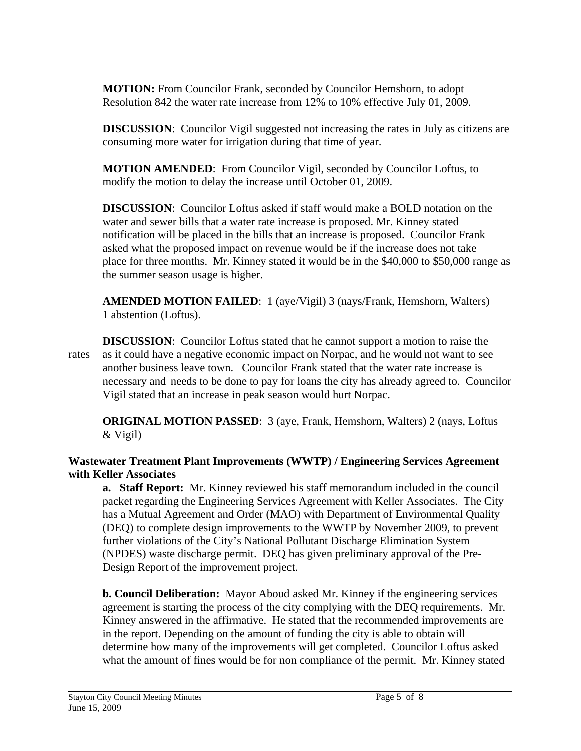**MOTION:** From Councilor Frank, seconded by Councilor Hemshorn, to adopt Resolution 842 the water rate increase from 12% to 10% effective July 01, 2009.

**DISCUSSION**: Councilor Vigil suggested not increasing the rates in July as citizens are consuming more water for irrigation during that time of year.

**MOTION AMENDED**: From Councilor Vigil, seconded by Councilor Loftus, to modify the motion to delay the increase until October 01, 2009.

**DISCUSSION**: Councilor Loftus asked if staff would make a BOLD notation on the water and sewer bills that a water rate increase is proposed. Mr. Kinney stated notification will be placed in the bills that an increase is proposed. Councilor Frank asked what the proposed impact on revenue would be if the increase does not take place for three months. Mr. Kinney stated it would be in the $40,000 to $50,000 range as the summer season usage is higher.

**AMENDED MOTION FAILED**: 1 (aye/Vigil) 3 (nays/Frank, Hemshorn, Walters) 1 abstention (Loftus).

**DISCUSSION**: Councilor Loftus stated that he cannot support a motion to raise the rates as it could have a negative economic impact on Norpac, and he would not want to see another business leave town. Councilor Frank stated that the water rate increase is necessary and needs to be done to pay for loans the city has already agreed to. Councilor Vigil stated that an increase in peak season would hurt Norpac.

**ORIGINAL MOTION PASSED**: 3 (aye, Frank, Hemshorn, Walters) 2 (nays, Loftus & Vigil)

**Wastewater Treatment Plant Improvements (WWTP) / Engineering Services Agreement with Keller Associates**

**a. Staff Report:** Mr. Kinney reviewed his staff memorandum included in the council packet regarding the Engineering Services Agreement with Keller Associates. The City has a Mutual Agreement and Order (MAO) with Department of Environmental Quality (DEQ) to complete design improvements to the WWTP by November 2009, to prevent further violations of the City's National Pollutant Discharge Elimination System (NPDES) waste discharge permit. DEQ has given preliminary approval of the Pre-Design Report of the improvement project.

**b. Council Deliberation:** Mayor Aboud asked Mr. Kinney if the engineering services agreement is starting the process of the city complying with the DEQ requirements. Mr. Kinney answered in the affirmative. He stated that the recommended improvements are in the report. Depending on the amount of funding the city is able to obtain will determine how many of the improvements will get completed. Councilor Loftus asked what the amount of fines would be for non compliance of the permit. Mr. Kinney stated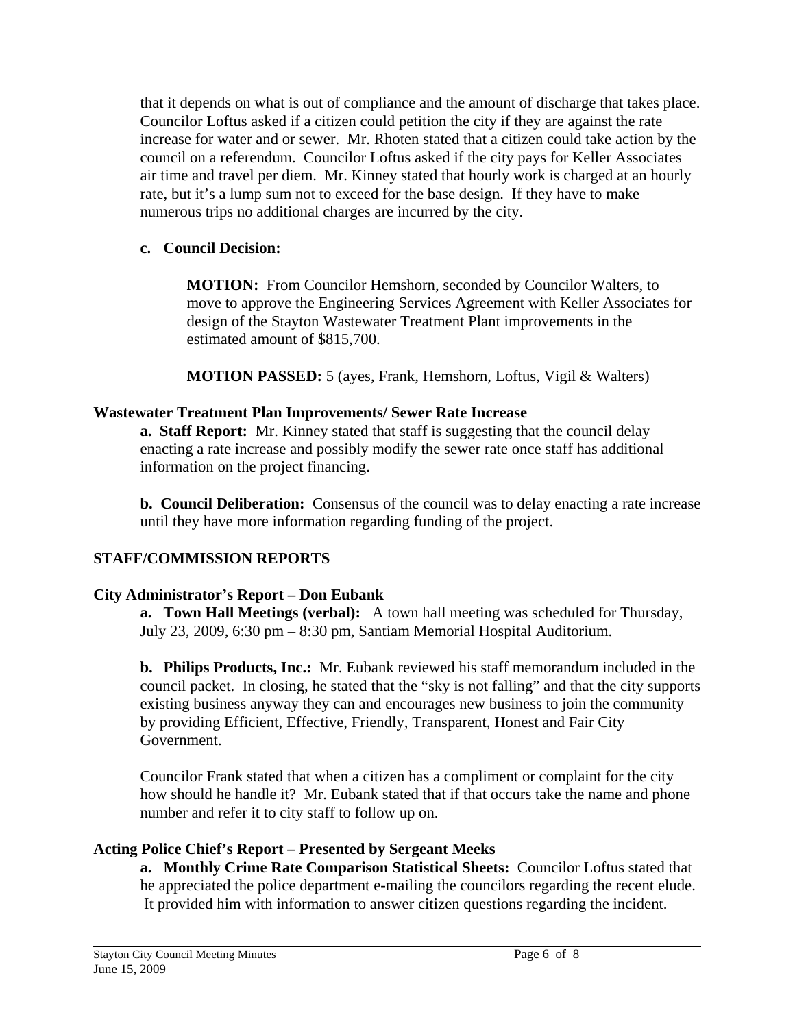that it depends on what is out of compliance and the amount of discharge that takes place. Councilor Loftus asked if a citizen could petition the city if they are against the rate increase for water and or sewer. Mr. Rhoten stated that a citizen could take action by the council on a referendum. Councilor Loftus asked if the city pays for Keller Associates air time and travel per diem. Mr. Kinney stated that hourly work is charged at an hourly rate, but it's a lump sum not to exceed for the base design. If they have to make numerous trips no additional charges are incurred by the city.

**c. Council Decision:**

**MOTION:** From Councilor Hemshorn, seconded by Councilor Walters, to move to approve the Engineering Services Agreement with Keller Associates for design of the Stayton Wastewater Treatment Plant improvements in the estimated amount of $815,700.

**MOTION PASSED:** 5 (ayes, Frank, Hemshorn, Loftus, Vigil & Walters)

**Wastewater Treatment Plan Improvements/ Sewer Rate Increase**

**a. Staff Report:** Mr. Kinney stated that staff is suggesting that the council delay enacting a rate increase and possibly modify the sewer rate once staff has additional information on the project financing.

**b. Council Deliberation:** Consensus of the council was to delay enacting a rate increase until they have more information regarding funding of the project.

## STAFF/COMMISSION REPORTS

**City Administrator's Report – Don Eubank**

**a. Town Hall Meetings (verbal):** A town hall meeting was scheduled for Thursday, July 23, 2009, 6:30 pm – 8:30 pm, Santiam Memorial Hospital Auditorium.

**b. Philips Products, Inc.:** Mr. Eubank reviewed his staff memorandum included in the council packet. In closing, he stated that the "sky is not falling" and that the city supports existing business anyway they can and encourages new business to join the community by providing Efficient, Effective, Friendly, Transparent, Honest and Fair City Government.

Councilor Frank stated that when a citizen has a compliment or complaint for the city how should he handle it? Mr. Eubank stated that if that occurs take the name and phone number and refer it to city staff to follow up on.

**Acting Police Chief's Report – Presented by Sergeant Meeks**

**a. Monthly Crime Rate Comparison Statistical Sheets:** Councilor Loftus stated that he appreciated the police department e-mailing the councilors regarding the recent elude. It provided him with information to answer citizen questions regarding the incident.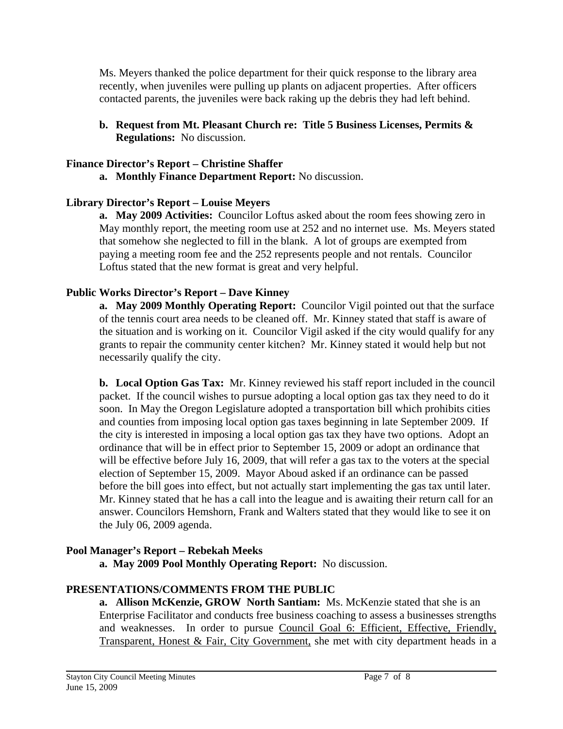Ms. Meyers thanked the police department for their quick response to the library area recently, when juveniles were pulling up plants on adjacent properties. After officers contacted parents, the juveniles were back raking up the debris they had left behind.

**b. Request from Mt. Pleasant Church re: Title 5 Business Licenses, Permits & Regulations:** No discussion.

**Finance Director's Report – Christine Shaffer**

**a. Monthly Finance Department Report:** No discussion.

**Library Director's Report – Louise Meyers**

**a. May 2009 Activities:** Councilor Loftus asked about the room fees showing zero in May monthly report, the meeting room use at 252 and no internet use. Ms. Meyers stated that somehow she neglected to fill in the blank. A lot of groups are exempted from paying a meeting room fee and the 252 represents people and not rentals. Councilor Loftus stated that the new format is great and very helpful.

**Public Works Director's Report – Dave Kinney**

**a. May 2009 Monthly Operating Report:** Councilor Vigil pointed out that the surface of the tennis court area needs to be cleaned off. Mr. Kinney stated that staff is aware of the situation and is working on it. Councilor Vigil asked if the city would qualify for any grants to repair the community center kitchen? Mr. Kinney stated it would help but not necessarily qualify the city.

**b. Local Option Gas Tax:** Mr. Kinney reviewed his staff report included in the council packet. If the council wishes to pursue adopting a local option gas tax they need to do it soon. In May the Oregon Legislature adopted a transportation bill which prohibits cities and counties from imposing local option gas taxes beginning in late September 2009. If the city is interested in imposing a local option gas tax they have two options. Adopt an ordinance that will be in effect prior to September 15, 2009 or adopt an ordinance that will be effective before July 16, 2009, that will refer a gas tax to the voters at the special election of September 15, 2009. Mayor Aboud asked if an ordinance can be passed before the bill goes into effect, but not actually start implementing the gas tax until later. Mr. Kinney stated that he has a call into the league and is awaiting their return call for an answer. Councilors Hemshorn, Frank and Walters stated that they would like to see it on the July 06, 2009 agenda.

**Pool Manager's Report – Rebekah Meeks**

**a. May 2009 Pool Monthly Operating Report:** No discussion.

**PRESENTATIONS/COMMENTS FROM THE PUBLIC**

**a. Allison McKenzie, GROW North Santiam:** Ms. McKenzie stated that she is an Enterprise Facilitator and conducts free business coaching to assess a businesses strengths and weaknesses. In order to pursue Council Goal 6: Efficient, Effective, Friendly, Transparent, Honest & Fair, City Government, she met with city department heads in a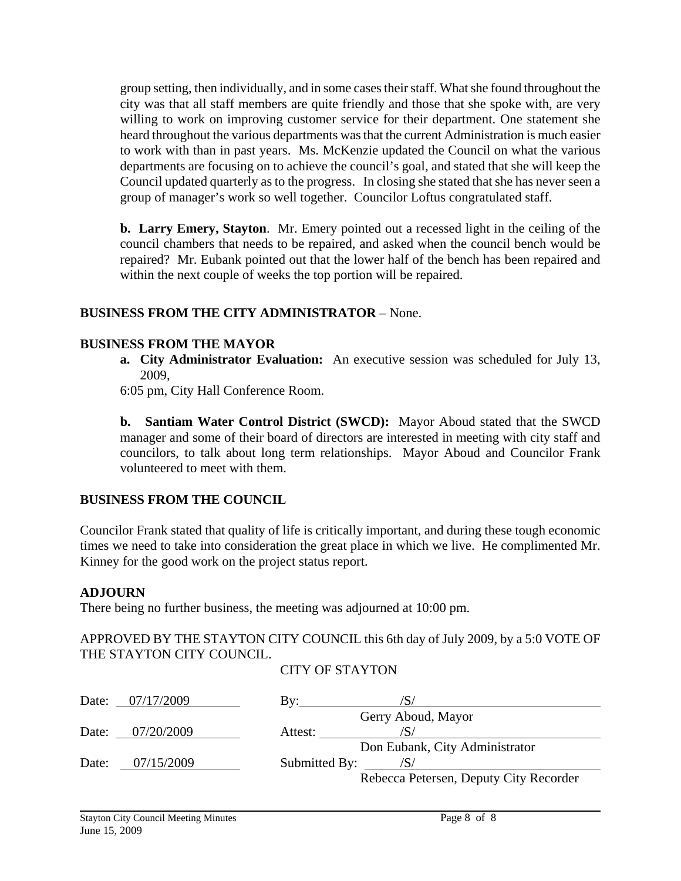group setting, then individually, and in some cases their staff. What she found throughout the city was that all staff members are quite friendly and those that she spoke with, are very willing to work on improving customer service for their department. One statement she heard throughout the various departments was that the current Administration is much easier to work with than in past years. Ms. McKenzie updated the Council on what the various departments are focusing on to achieve the council's goal, and stated that she will keep the Council updated quarterly as to the progress. In closing she stated that she has never seen a group of manager's work so well together. Councilor Loftus congratulated staff.

**b. Larry Emery, Stayton**. Mr. Emery pointed out a recessed light in the ceiling of the council chambers that needs to be repaired, and asked when the council bench would be repaired? Mr. Eubank pointed out that the lower half of the bench has been repaired and within the next couple of weeks the top portion will be repaired.

**BUSINESS FROM THE CITY ADMINISTRATOR** – None.

**BUSINESS FROM THE MAYOR**

**a. City Administrator Evaluation:** An executive session was scheduled for July 13, 2009,
6:05 pm, City Hall Conference Room.

**b. Santiam Water Control District (SWCD):** Mayor Aboud stated that the SWCD manager and some of their board of directors are interested in meeting with city staff and councilors, to talk about long term relationships. Mayor Aboud and Councilor Frank volunteered to meet with them.

**BUSINESS FROM THE COUNCIL**

Councilor Frank stated that quality of life is critically important, and during these tough economic times we need to take into consideration the great place in which we live. He complimented Mr. Kinney for the good work on the project status report.

**ADJOURN**

There being no further business, the meeting was adjourned at 10:00 pm.

APPROVED BY THE STAYTON CITY COUNCIL this 6th day of July 2009, by a 5:0 VOTE OF THE STAYTON CITY COUNCIL.

CITY OF STAYTON

Date: 07/17/2009 By: /S/
Gerry Aboud, Mayor

Date: 07/20/2009 Attest: /S/
Don Eubank, City Administrator

Date: 07/15/2009 Submitted By: /S/
Rebecca Petersen, Deputy City Recorder